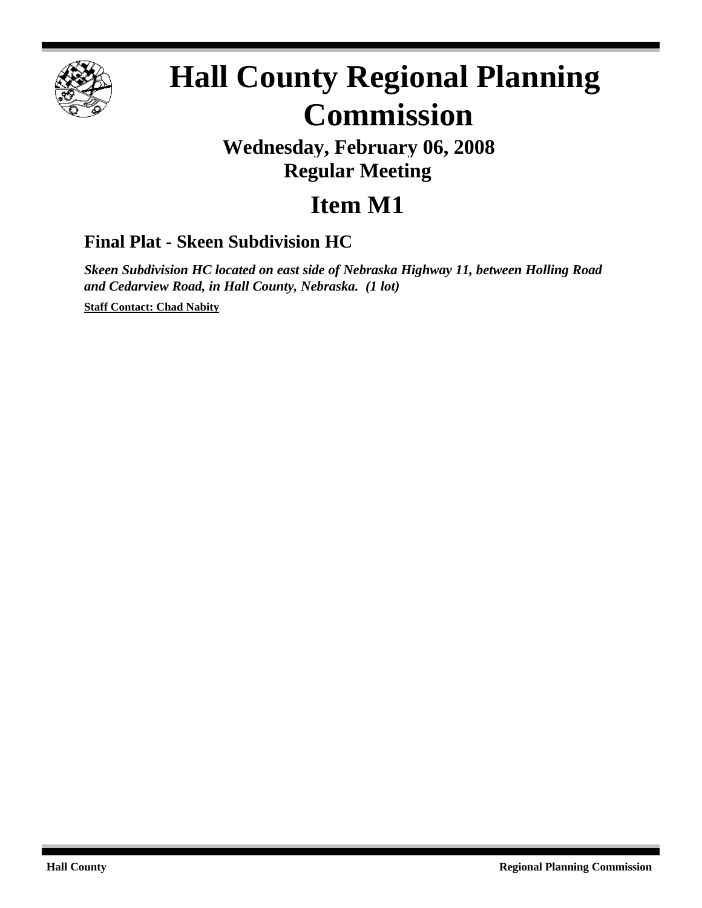# Hall County Regional Planning Commission

## Wednesday, February 06, 2008
## Regular Meeting

# Item M1

### Final Plat - Skeen Subdivision HC

***Skeen Subdivision HC located on east side of Nebraska Highway 11, between Holling Road and Cedarview Road, in Hall County, Nebraska. (1 lot)***

**Staff Contact: Chad Nabity**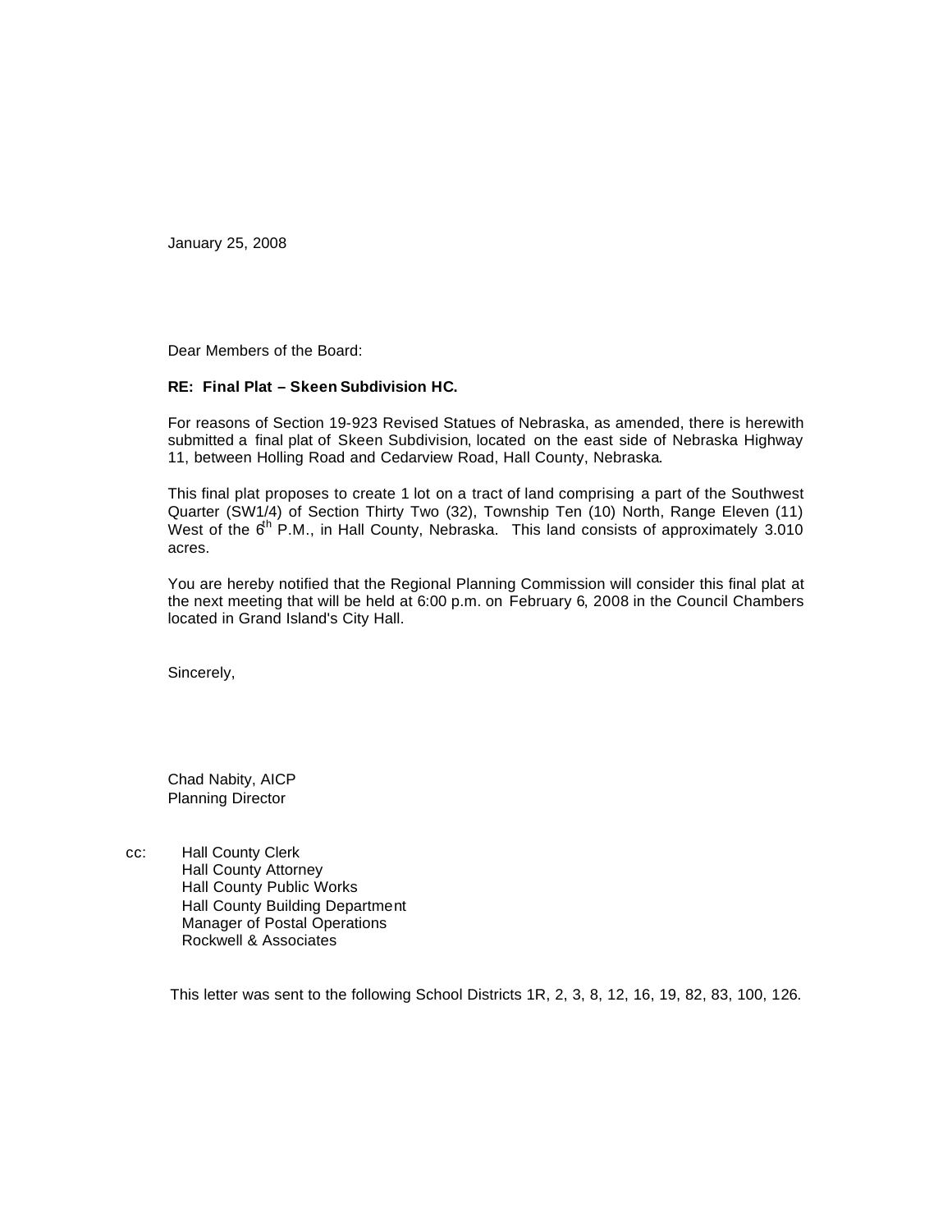January 25, 2008

Dear Members of the Board:

**RE: Final Plat – Skeen Subdivision HC.**

For reasons of Section 19-923 Revised Statues of Nebraska, as amended, there is herewith submitted a final plat of Skeen Subdivision, located on the east side of Nebraska Highway 11, between Holling Road and Cedarview Road, Hall County, Nebraska.

This final plat proposes to create 1 lot on a tract of land comprising a part of the Southwest Quarter (SW1/4) of Section Thirty Two (32), Township Ten (10) North, Range Eleven (11) West of the 6th P.M., in Hall County, Nebraska. This land consists of approximately 3.010 acres.

You are hereby notified that the Regional Planning Commission will consider this final plat at the next meeting that will be held at 6:00 p.m. on February 6, 2008 in the Council Chambers located in Grand Island's City Hall.

Sincerely,

Chad Nabity, AICP
Planning Director

cc: Hall County Clerk
Hall County Attorney
Hall County Public Works
Hall County Building Department
Manager of Postal Operations
Rockwell & Associates

This letter was sent to the following School Districts 1R, 2, 3, 8, 12, 16, 19, 82, 83, 100, 126.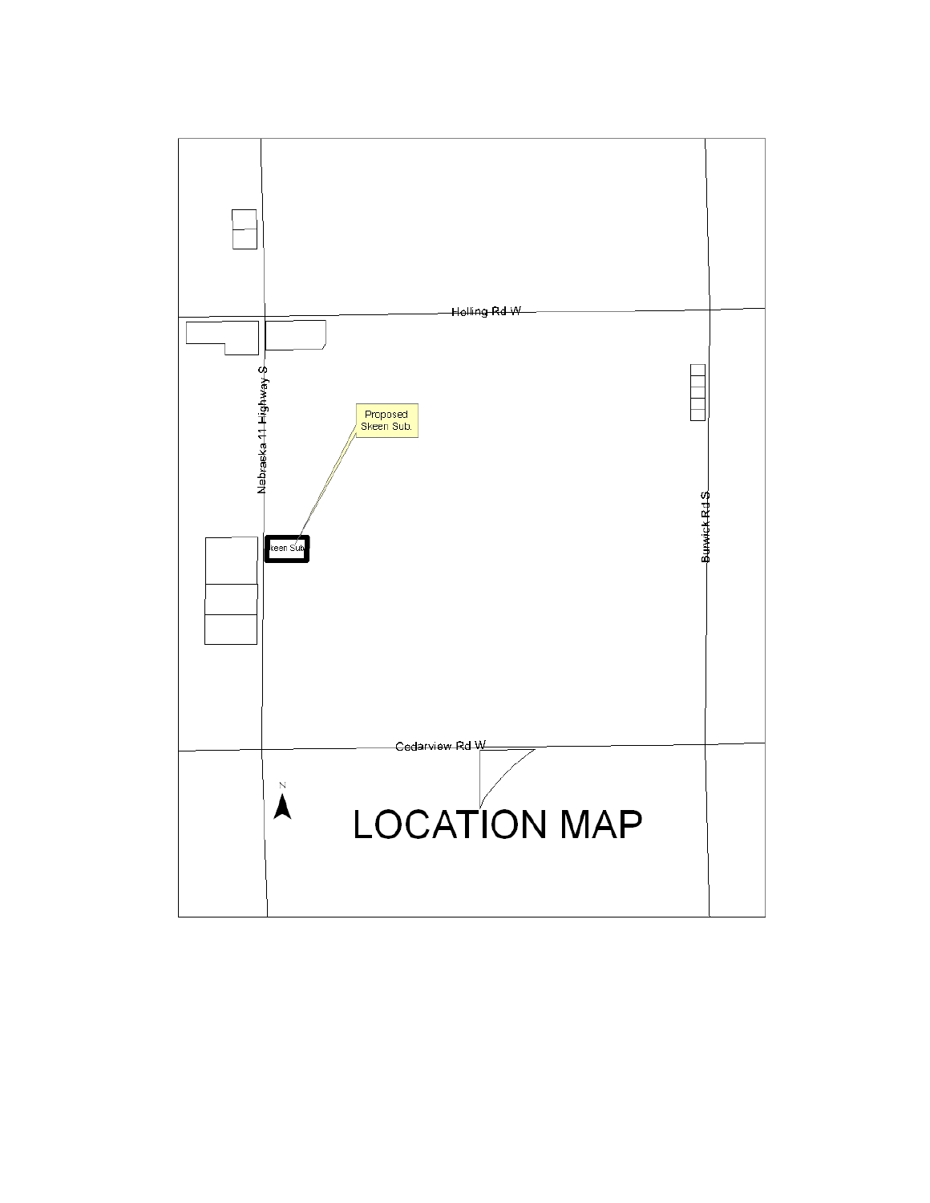Holling Rd W

Nebraska 11 Highway S

Proposed Skeen Sub.

Skeen Sub.

Burwick Rd S

Cedarview Rd W

N

# LOCATION MAP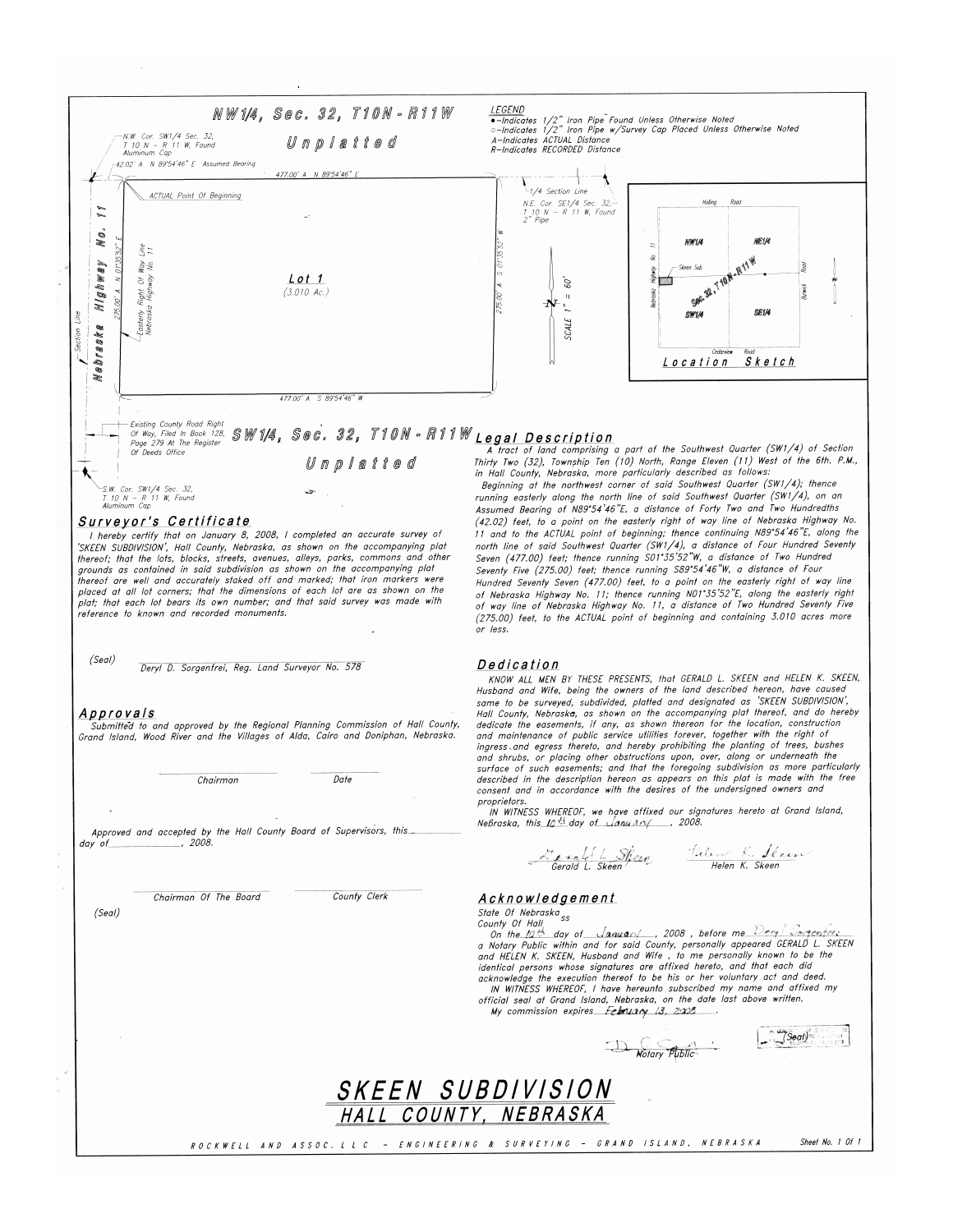NW1/4, Sec. 32, T10N - R11W

Unplatted

LEGEND
●-Indicates 1/2" Iron Pipe Found Unless Otherwise Noted
○-Indicates 1/2" Iron Pipe w/Survey Cap Placed Unless Otherwise Noted
A-Indicates ACTUAL Distance
R-Indicates RECORDED Distance

N.W. Cor. SW1/4 Sec. 32, T 10 N - R 11 W, Found Aluminum Cap

42.02' A N 89°54'46" E Assumed Bearing

477.00' A N 89°54'46" E

ACTUAL Point Of Beginning

1/4 Section Line

N.E. Cor. SE1/4 Sec. 32, T 10 N - R 11 W, Found 2" Pipe

Nebraska Highway No. 11

Section Line

275.00' A N 01°35'52" E

Easterly Right Of Way Line Nebraska Highway No. 11

Lot 1
(3.010 Ac.)

275.00' A S 01°35'52" W

N

SCALE 1" = 60'

477.00' A S 89°54'46" W

Existing County Road Right Of Way, Filed In Book 128, Page 279 At The Register Of Deeds Office

SW1/4, Sec. 32, T10N - R11W

Unplatted

S.W. Cor. SW1/4 Sec. 32, T 10 N - R 11 W, Found Aluminum Cap

Holling Road
NW1/4
NE1/4
Skeen Sub.
Sec. 32, T10N-R11W
SW1/4
SE1/4
Cedarview Road
Nebraska Highway No. 11
Burwick Road

Location Sketch

## Legal Description

A tract of land comprising a part of the Southwest Quarter (SW1/4) of Section Thirty Two (32), Township Ten (10) North, Range Eleven (11) West of the 6th. P.M., in Hall County, Nebraska, more particularly described as follows:

Beginning at the northwest corner of said Southwest Quarter (SW1/4); thence running easterly along the north line of said Southwest Quarter (SW1/4), on an Assumed Bearing of N89°54'46"E, a distance of Forty Two and Two Hundredths (42.02) feet, to a point on the easterly right of way line of Nebraska Highway No. 11 and to the ACTUAL point of beginning; thence continuing N89°54'46"E, along the north line of said Southwest Quarter (SW1/4), a distance of Four Hundred Seventy Seven (477.00) feet; thence running S01°35'52"W, a distance of Two Hundred Seventy Five (275.00) feet; thence running S89°54'46"W, a distance of Four Hundred Seventy Seven (477.00) feet, to a point on the easterly right of way line of Nebraska Highway No. 11; thence running N01°35'52"E, along the easterly right of way line of Nebraska Highway No. 11, a distance of Two Hundred Seventy Five (275.00) feet, to the ACTUAL point of beginning and containing 3.010 acres more or less.

## Surveyor's Certificate

I hereby certify that on January 8, 2008, I completed an accurate survey of 'SKEEN SUBDIVISION', Hall County, Nebraska, as shown on the accompanying plat thereof; that the lots, blocks, streets, avenues, alleys, parks, commons and other grounds as contained in said subdivision as shown on the accompanying plat thereof are well and accurately staked off and marked; that iron markers were placed at all lot corners; that the dimensions of each lot are as shown on the plat; that each lot bears its own number; and that said survey was made with reference to known and recorded monuments.

(Seal)

Deryl D. Sorgenfrei, Reg. Land Surveyor No. 578

## Dedication

KNOW ALL MEN BY THESE PRESENTS, that GERALD L. SKEEN and HELEN K. SKEEN, Husband and Wife, being the owners of the land described hereon, have caused same to be surveyed, subdivided, platted and designated as 'SKEEN SUBDIVISION', Hall County, Nebraska, as shown on the accompanying plat thereof, and do hereby dedicate the easements, if any, as shown thereon for the location, construction and maintenance of public service utilities forever, together with the right of ingress and egress thereto, and hereby prohibiting the planting of trees, bushes and shrubs, or placing other obstructions upon, over, along or underneath the surface of such easements; and that the foregoing subdivision as more particularly described in the description hereon as appears on this plat is made with the free consent and in accordance with the desires of the undersigned owners and proprietors.

IN WITNESS WHEREOF, we have affixed our signatures hereto at Grand Island, Nebraska, this 10th day of January, 2008.

Gerald L. Skeen        Helen K. Skeen

## Approvals

Submitted to and approved by the Regional Planning Commission of Hall County, Grand Island, Wood River and the Villages of Alda, Cairo and Doniphan, Nebraska.

Chairman        Date

Approved and accepted by the Hall County Board of Supervisors, this ______ day of ____________, 2008.

Chairman Of The Board        County Clerk

(Seal)

## Acknowledgement

State Of Nebraska
ss
County Of Hall

On the 10th day of January, 2008, before me Deryl Sorgenfrei a Notary Public within and for said County, personally appeared GERALD L. SKEEN and HELEN K. SKEEN, Husband and Wife, to me personally known to be the identical persons whose signatures are affixed hereto, and that each did acknowledge the execution thereof to be his or her voluntary act and deed.

IN WITNESS WHEREOF, I have hereunto subscribed my name and affixed my official seal at Grand Island, Nebraska, on the date last above written.

My commission expires February 13, 2008.

Notary Public        (Seal)

# SKEEN SUBDIVISION
## HALL COUNTY, NEBRASKA

ROCKWELL AND ASSOC. L.L.C - ENGINEERING & SURVEYING - GRAND ISLAND, NEBRASKA        Sheet No. 1 Of 1